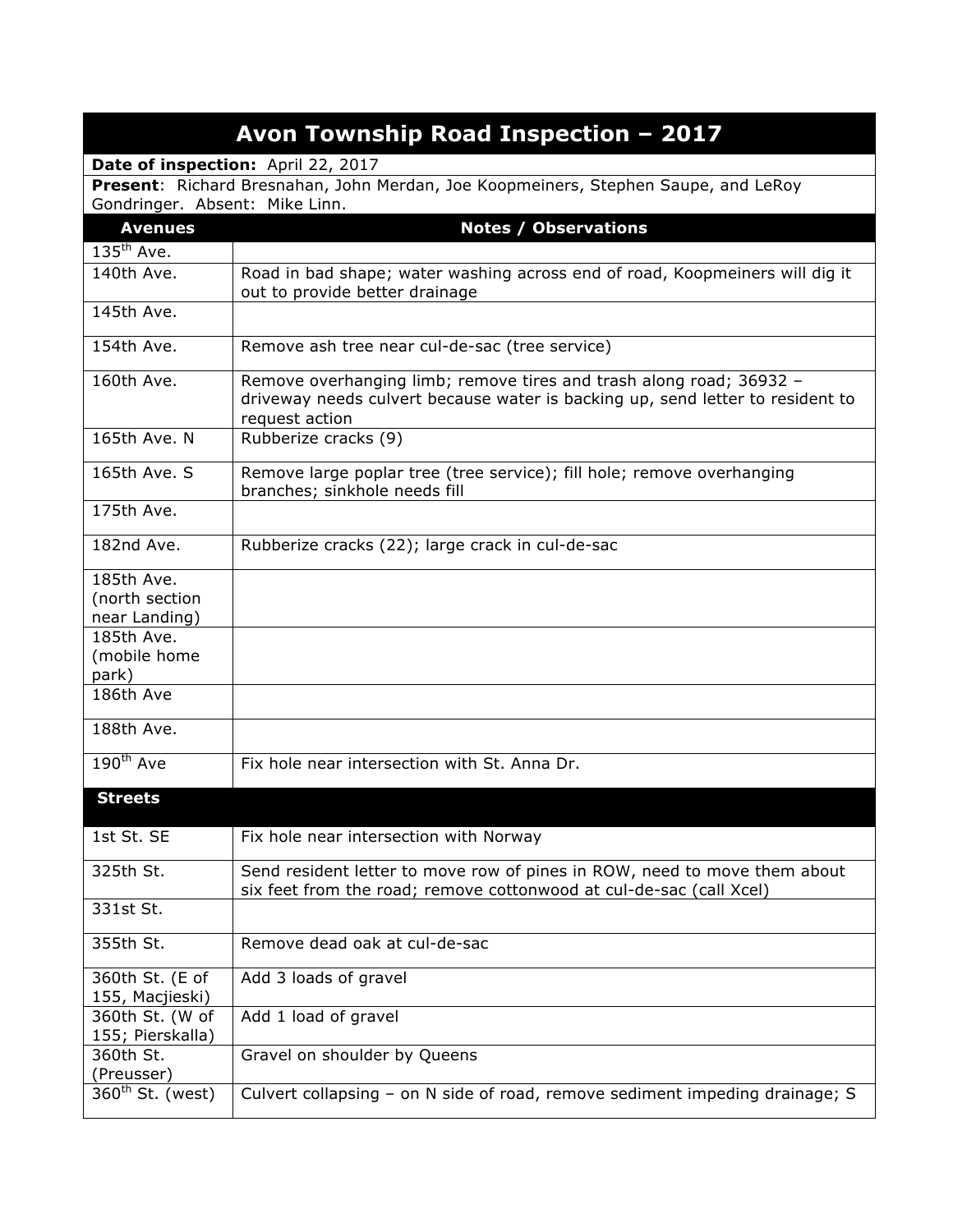# Avon Township Road Inspection – 2017

**Date of inspection:** April 22, 2017

**Present**: Richard Bresnahan, John Merdan, Joe Koopmeiners, Stephen Saupe, and LeRoy Gondringer. Absent: Mike Linn.

| Avenues | Notes / Observations |
|---|---|
| 135th Ave. | |
| 140th Ave. | Road in bad shape; water washing across end of road, Koopmeiners will dig it out to provide better drainage |
| 145th Ave. | |
| 154th Ave. | Remove ash tree near cul-de-sac (tree service) |
| 160th Ave. | Remove overhanging limb; remove tires and trash along road; 36932 – driveway needs culvert because water is backing up, send letter to resident to request action |
| 165th Ave. N | Rubberize cracks (9) |
| 165th Ave. S | Remove large poplar tree (tree service); fill hole; remove overhanging branches; sinkhole needs fill |
| 175th Ave. | |
| 182nd Ave. | Rubberize cracks (22); large crack in cul-de-sac |
| 185th Ave. (north section near Landing) | |
| 185th Ave. (mobile home park) | |
| 186th Ave | |
| 188th Ave. | |
| 190th Ave | Fix hole near intersection with St. Anna Dr. |
| **Streets** | |
| 1st St. SE | Fix hole near intersection with Norway |
| 325th St. | Send resident letter to move row of pines in ROW, need to move them about six feet from the road; remove cottonwood at cul-de-sac (call Xcel) |
| 331st St. | |
| 355th St. | Remove dead oak at cul-de-sac |
| 360th St. (E of 155, Macjieski) | Add 3 loads of gravel |
| 360th St. (W of 155; Pierskalla) | Add 1 load of gravel |
| 360th St. (Preusser) | Gravel on shoulder by Queens |
| 360th St. (west) | Culvert collapsing – on N side of road, remove sediment impeding drainage; S |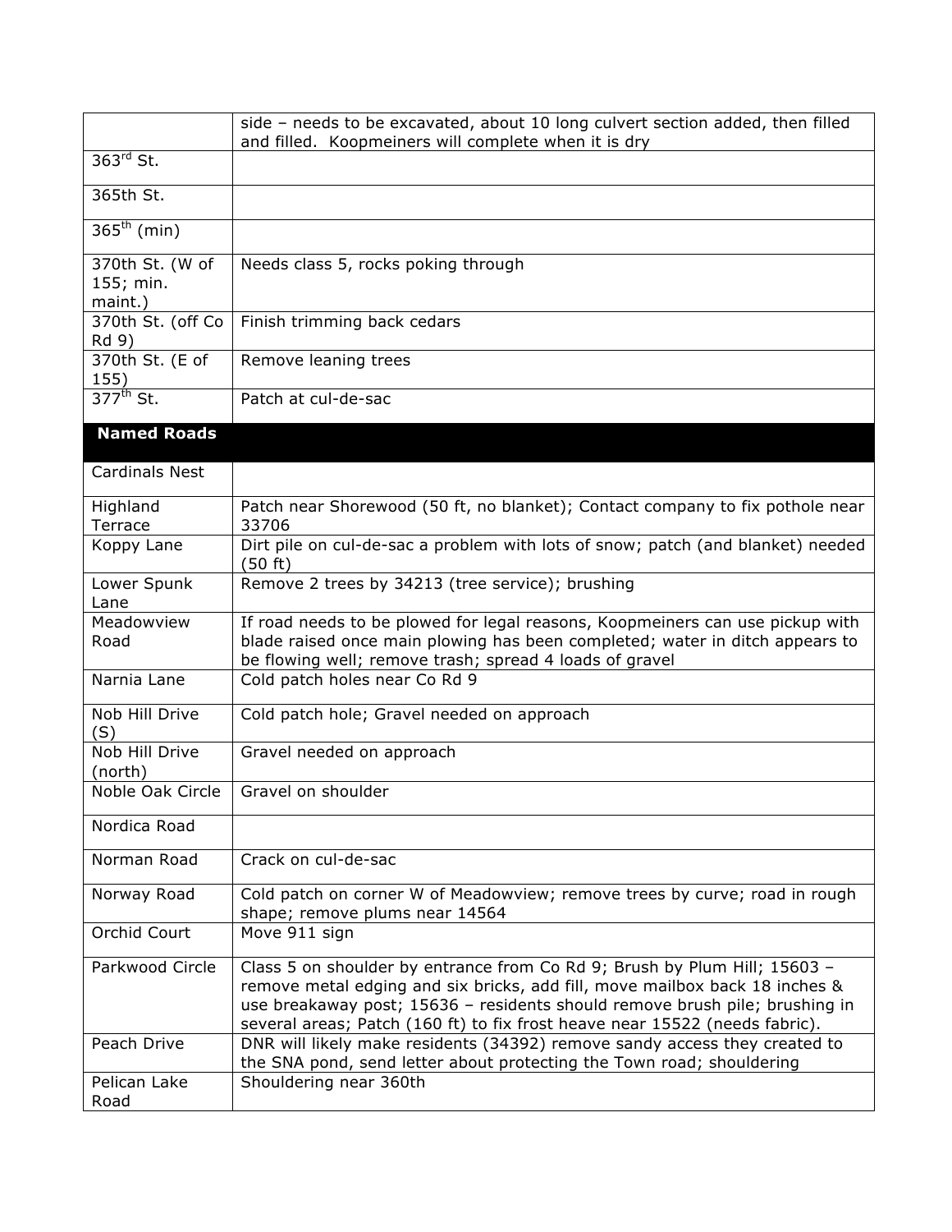| | |
|---|---|
| | side – needs to be excavated, about 10 long culvert section added, then filled and filled. Koopmeiners will complete when it is dry |
| 363rd St. | |
| 365th St. | |
| 365th (min) | |
| 370th St. (W of 155; min. maint.) | Needs class 5, rocks poking through |
| 370th St. (off Co Rd 9) | Finish trimming back cedars |
| 370th St. (E of 155) | Remove leaning trees |
| 377th St. | Patch at cul-de-sac |
| **Named Roads** | |
| Cardinals Nest | |
| Highland Terrace | Patch near Shorewood (50 ft, no blanket); Contact company to fix pothole near 33706 |
| Koppy Lane | Dirt pile on cul-de-sac a problem with lots of snow; patch (and blanket) needed (50 ft) |
| Lower Spunk Lane | Remove 2 trees by 34213 (tree service); brushing |
| Meadowview Road | If road needs to be plowed for legal reasons, Koopmeiners can use pickup with blade raised once main plowing has been completed; water in ditch appears to be flowing well; remove trash; spread 4 loads of gravel |
| Narnia Lane | Cold patch holes near Co Rd 9 |
| Nob Hill Drive (S) | Cold patch hole; Gravel needed on approach |
| Nob Hill Drive (north) | Gravel needed on approach |
| Noble Oak Circle | Gravel on shoulder |
| Nordica Road | |
| Norman Road | Crack on cul-de-sac |
| Norway Road | Cold patch on corner W of Meadowview; remove trees by curve; road in rough shape; remove plums near 14564 |
| Orchid Court | Move 911 sign |
| Parkwood Circle | Class 5 on shoulder by entrance from Co Rd 9; Brush by Plum Hill; 15603 – remove metal edging and six bricks, add fill, move mailbox back 18 inches & use breakaway post; 15636 – residents should remove brush pile; brushing in several areas; Patch (160 ft) to fix frost heave near 15522 (needs fabric). |
| Peach Drive | DNR will likely make residents (34392) remove sandy access they created to the SNA pond, send letter about protecting the Town road; shouldering |
| Pelican Lake Road | Shouldering near 360th |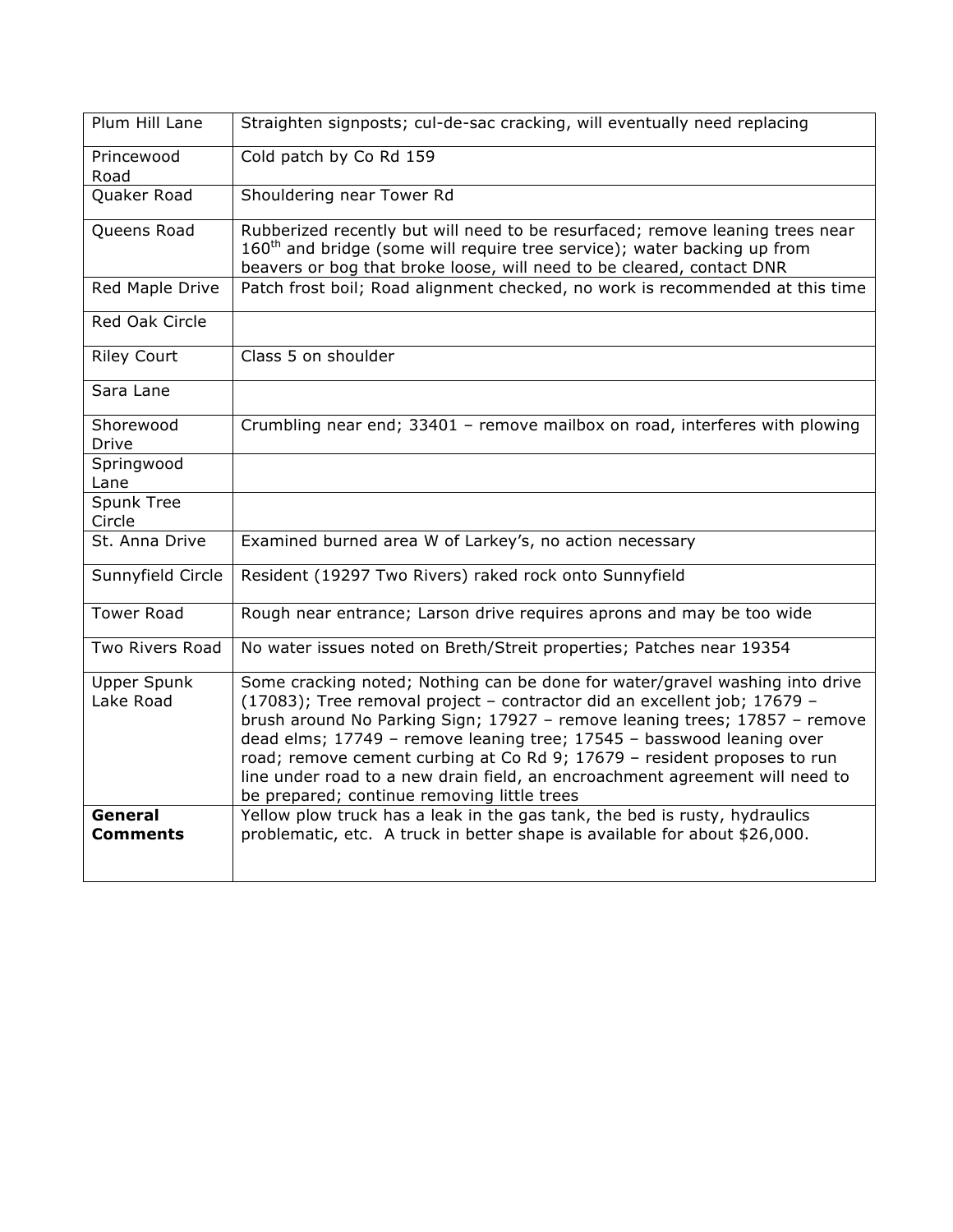| | |
|---|---|
| Plum Hill Lane | Straighten signposts; cul-de-sac cracking, will eventually need replacing |
| Princewood Road | Cold patch by Co Rd 159 |
| Quaker Road | Shouldering near Tower Rd |
| Queens Road | Rubberized recently but will need to be resurfaced; remove leaning trees near 160th and bridge (some will require tree service); water backing up from beavers or bog that broke loose, will need to be cleared, contact DNR |
| Red Maple Drive | Patch frost boil; Road alignment checked, no work is recommended at this time |
| Red Oak Circle | |
| Riley Court | Class 5 on shoulder |
| Sara Lane | |
| Shorewood Drive | Crumbling near end; 33401 – remove mailbox on road, interferes with plowing |
| Springwood Lane | |
| Spunk Tree Circle | |
| St. Anna Drive | Examined burned area W of Larkey's, no action necessary |
| Sunnyfield Circle | Resident (19297 Two Rivers) raked rock onto Sunnyfield |
| Tower Road | Rough near entrance; Larson drive requires aprons and may be too wide |
| Two Rivers Road | No water issues noted on Breth/Streit properties; Patches near 19354 |
| Upper Spunk Lake Road | Some cracking noted; Nothing can be done for water/gravel washing into drive (17083); Tree removal project – contractor did an excellent job; 17679 – brush around No Parking Sign; 17927 – remove leaning trees; 17857 – remove dead elms; 17749 – remove leaning tree; 17545 – basswood leaning over road; remove cement curbing at Co Rd 9; 17679 – resident proposes to run line under road to a new drain field, an encroachment agreement will need to be prepared; continue removing little trees |
| **General Comments** | Yellow plow truck has a leak in the gas tank, the bed is rusty, hydraulics problematic, etc. A truck in better shape is available for about $26,000. |